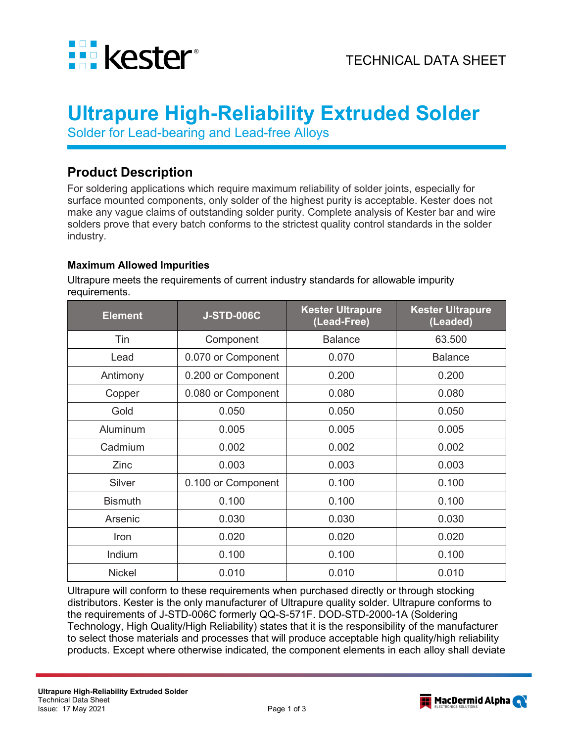TECHNICAL DATA SHEET

# Ultrapure High-Reliability Extruded Solder

Solder for Lead-bearing and Lead-free Alloys

## Product Description

For soldering applications which require maximum reliability of solder joints, especially for surface mounted components, only solder of the highest purity is acceptable. Kester does not make any vague claims of outstanding solder purity. Complete analysis of Kester bar and wire solders prove that every batch conforms to the strictest quality control standards in the solder industry.

### Maximum Allowed Impurities

Ultrapure meets the requirements of current industry standards for allowable impurity requirements.

| Element | J-STD-006C | Kester Ultrapure (Lead-Free) | Kester Ultrapure (Leaded) |
|---|---|---|---|
| Tin | Component | Balance | 63.500 |
| Lead | 0.070 or Component | 0.070 | Balance |
| Antimony | 0.200 or Component | 0.200 | 0.200 |
| Copper | 0.080 or Component | 0.080 | 0.080 |
| Gold | 0.050 | 0.050 | 0.050 |
| Aluminum | 0.005 | 0.005 | 0.005 |
| Cadmium | 0.002 | 0.002 | 0.002 |
| Zinc | 0.003 | 0.003 | 0.003 |
| Silver | 0.100 or Component | 0.100 | 0.100 |
| Bismuth | 0.100 | 0.100 | 0.100 |
| Arsenic | 0.030 | 0.030 | 0.030 |
| Iron | 0.020 | 0.020 | 0.020 |
| Indium | 0.100 | 0.100 | 0.100 |
| Nickel | 0.010 | 0.010 | 0.010 |

Ultrapure will conform to these requirements when purchased directly or through stocking distributors. Kester is the only manufacturer of Ultrapure quality solder. Ultrapure conforms to the requirements of J-STD-006C formerly QQ-S-571F. DOD-STD-2000-1A (Soldering Technology, High Quality/High Reliability) states that it is the responsibility of the manufacturer to select those materials and processes that will produce acceptable high quality/high reliability products. Except where otherwise indicated, the component elements in each alloy shall deviate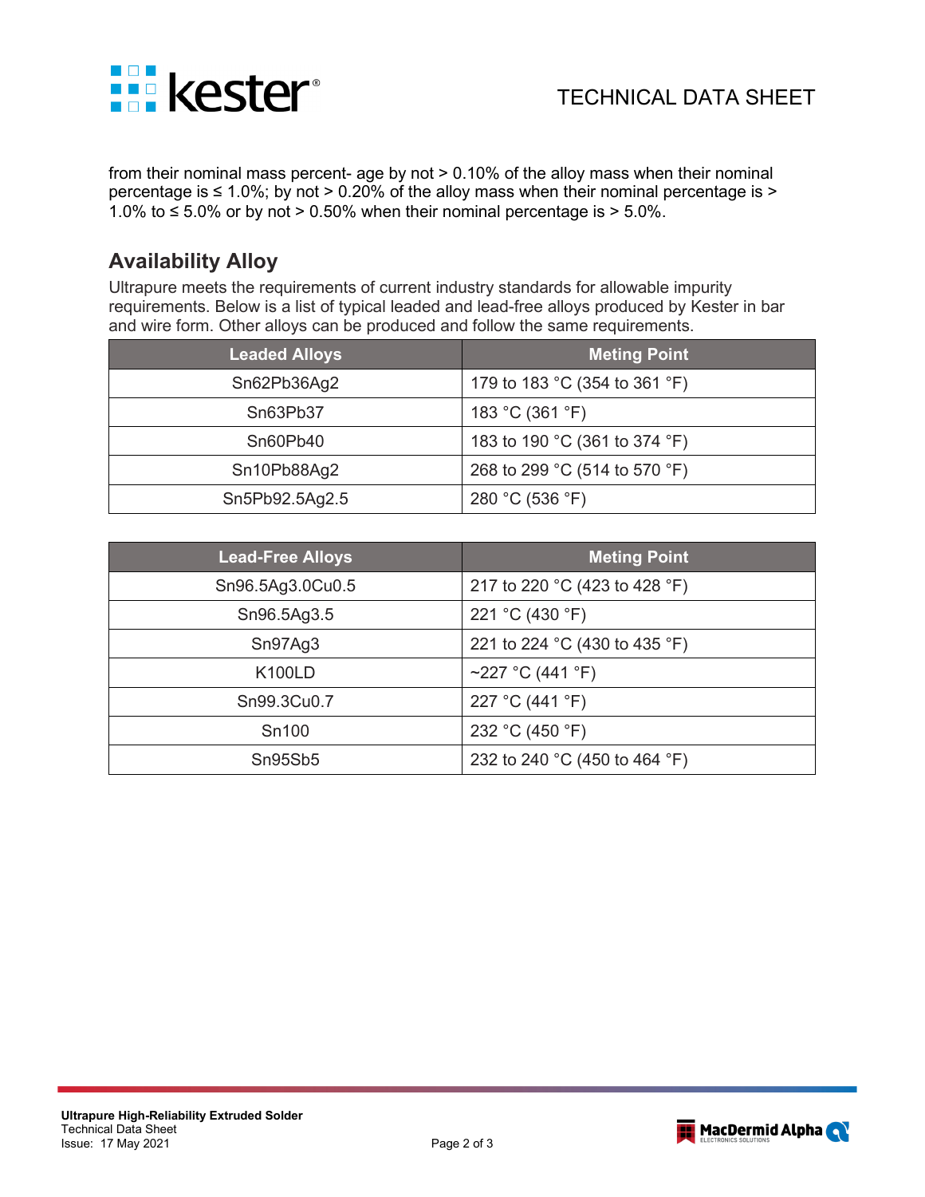from their nominal mass percent- age by not > 0.10% of the alloy mass when their nominal percentage is ≤ 1.0%; by not > 0.20% of the alloy mass when their nominal percentage is > 1.0% to ≤ 5.0% or by not > 0.50% when their nominal percentage is > 5.0%.

## Availability Alloy

Ultrapure meets the requirements of current industry standards for allowable impurity requirements. Below is a list of typical leaded and lead-free alloys produced by Kester in bar and wire form. Other alloys can be produced and follow the same requirements.

| Leaded Alloys | Meting Point |
|---|---|
| Sn62Pb36Ag2 | 179 to 183 °C (354 to 361 °F) |
| Sn63Pb37 | 183 °C (361 °F) |
| Sn60Pb40 | 183 to 190 °C (361 to 374 °F) |
| Sn10Pb88Ag2 | 268 to 299 °C (514 to 570 °F) |
| Sn5Pb92.5Ag2.5 | 280 °C (536 °F) |

| Lead-Free Alloys | Meting Point |
|---|---|
| Sn96.5Ag3.0Cu0.5 | 217 to 220 °C (423 to 428 °F) |
| Sn96.5Ag3.5 | 221 °C (430 °F) |
| Sn97Ag3 | 221 to 224 °C (430 to 435 °F) |
| K100LD | ~227 °C (441 °F) |
| Sn99.3Cu0.7 | 227 °C (441 °F) |
| Sn100 | 232 °C (450 °F) |
| Sn95Sb5 | 232 to 240 °C (450 to 464 °F) |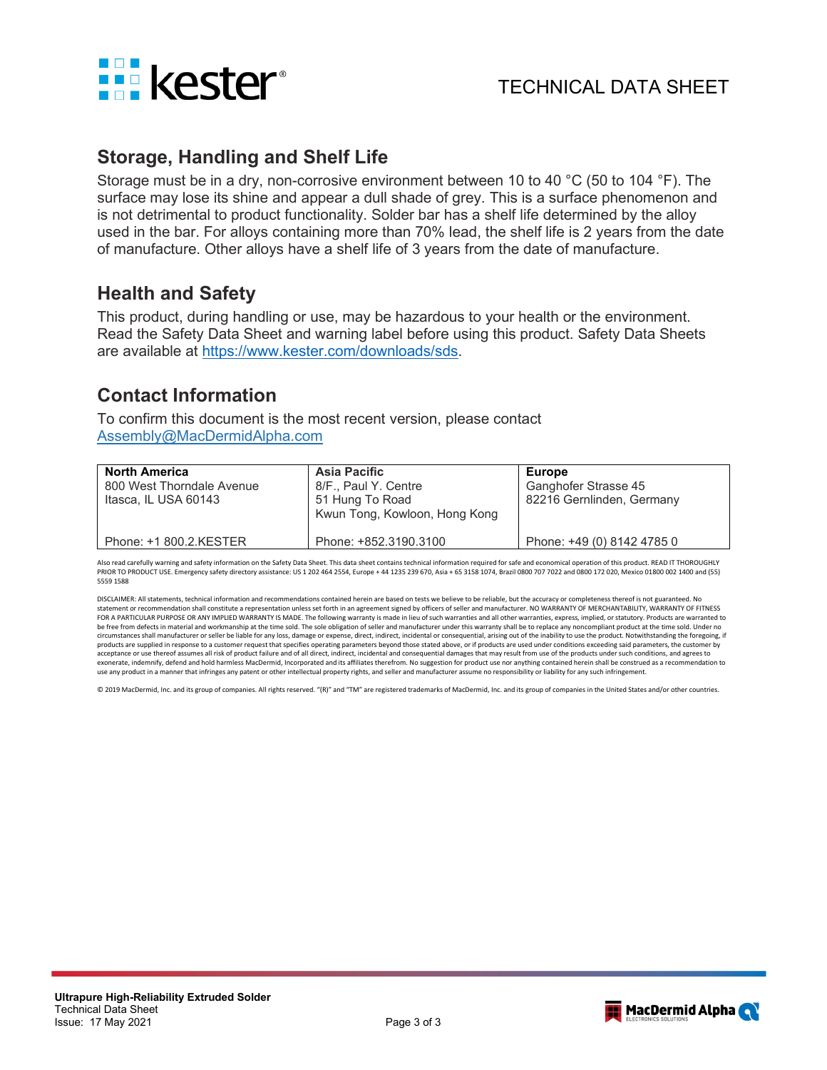## Storage, Handling and Shelf Life

Storage must be in a dry, non-corrosive environment between 10 to 40 °C (50 to 104 °F). The surface may lose its shine and appear a dull shade of grey. This is a surface phenomenon and is not detrimental to product functionality. Solder bar has a shelf life determined by the alloy used in the bar. For alloys containing more than 70% lead, the shelf life is 2 years from the date of manufacture. Other alloys have a shelf life of 3 years from the date of manufacture.

## Health and Safety

This product, during handling or use, may be hazardous to your health or the environment. Read the Safety Data Sheet and warning label before using this product. Safety Data Sheets are available at https://www.kester.com/downloads/sds.

## Contact Information

To confirm this document is the most recent version, please contact Assembly@MacDermidAlpha.com

| North America | Asia Pacific | Europe |
| --- | --- | --- |
| 800 West Thorndale Avenue<br>Itasca, IL USA 60143 | 8/F., Paul Y. Centre<br>51 Hung To Road<br>Kwun Tong, Kowloon, Hong Kong | Ganghofer Strasse 45<br>82216 Gernlinden, Germany |
| Phone: +1 800.2.KESTER | Phone: +852.3190.3100 | Phone: +49 (0) 8142 4785 0 |

Also read carefully warning and safety information on the Safety Data Sheet. This data sheet contains technical information required for safe and economical operation of this product. READ IT THOROUGHLY PRIOR TO PRODUCT USE. Emergency safety directory assistance: US 1 202 464 2554, Europe + 44 1235 239 670, Asia + 65 3158 1074, Brazil 0800 707 7022 and 0800 172 020, Mexico 01800 002 1400 and (55) 5559 1588

DISCLAIMER: All statements, technical information and recommendations contained herein are based on tests we believe to be reliable, but the accuracy or completeness thereof is not guaranteed. No statement or recommendation shall constitute a representation unless set forth in an agreement signed by officers of seller and manufacturer. NO WARRANTY OF MERCHANTABILITY, WARRANTY OF FITNESS FOR A PARTICULAR PURPOSE OR ANY IMPLIED WARRANTY IS MADE. The following warranty is made in lieu of such warranties and all other warranties, express, implied, or statutory. Products are warranted to be free from defects in material and workmanship at the time sold. The sole obligation of seller and manufacturer under this warranty shall be to replace any noncompliant product at the time sold. Under no circumstances shall manufacturer or seller be liable for any loss, damage or expense, direct, indirect, incidental or consequential, arising out of the inability to use the product. Notwithstanding the foregoing, if products are supplied in response to a customer request that specifies operating parameters beyond those stated above, or if products are used under conditions exceeding said parameters, the customer by acceptance or use thereof assumes all risk of product failure and of all direct, indirect, incidental and consequential damages that may result from use of the products under such conditions, and agrees to exonerate, indemnify, defend and hold harmless MacDermid, Incorporated and its affiliates therefrom. No suggestion for product use nor anything contained herein shall be construed as a recommendation to use any product in a manner that infringes any patent or other intellectual property rights, and seller and manufacturer assume no responsibility or liability for any such infringement.

© 2019 MacDermid, Inc. and its group of companies. All rights reserved. "(R)" and "TM" are registered trademarks of MacDermid, Inc. and its group of companies in the United States and/or other countries.